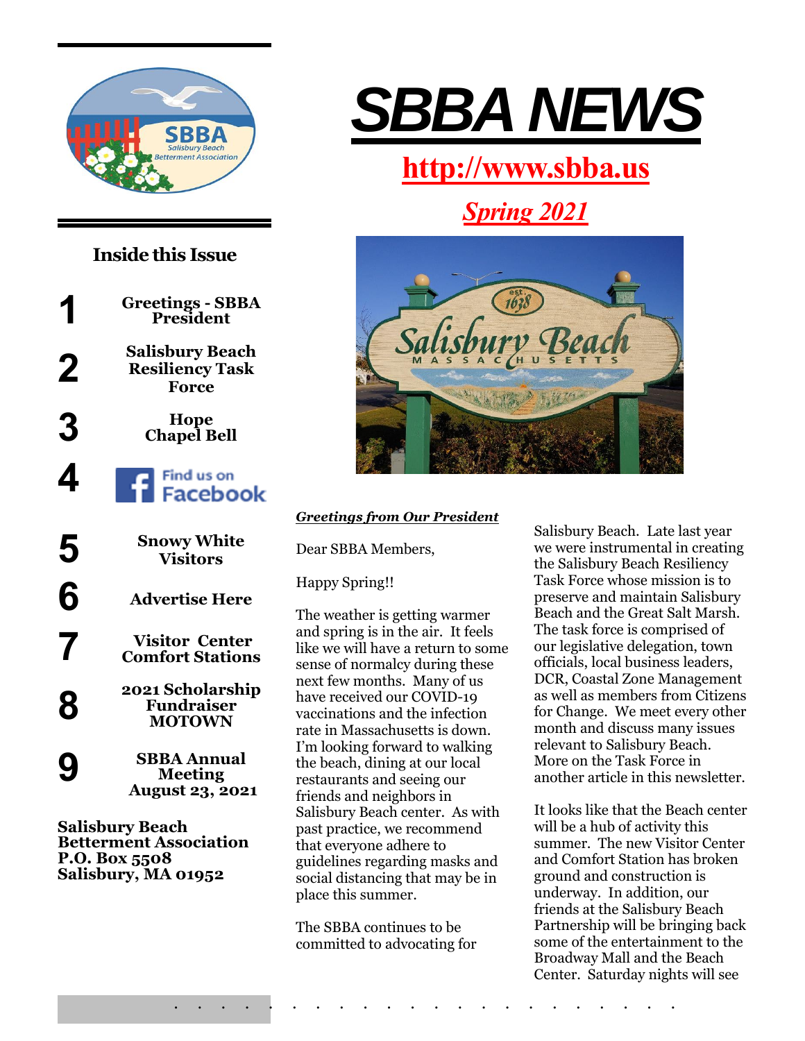# SBBA NEWS

**http://www.sbba.us**

***Spring 2021***

## Inside this Issue

1. **Greetings - SBBA President**
2. **Salisbury Beach Resiliency Task Force**
3. **Hope Chapel Bell**
4. **Find us on Facebook**
5. **Snowy White Visitors**
6. **Advertise Here**
7. **Visitor Center Comfort Stations**
8. **2021 Scholarship Fundraiser MOTOWN**
9. **SBBA Annual Meeting August 23, 2021**

**Salisbury Beach Betterment Association**
**P.O. Box 5508**
**Salisbury, MA 01952**

### *Greetings from Our President*

Dear SBBA Members,

Happy Spring!!

The weather is getting warmer and spring is in the air. It feels like we will have a return to some sense of normalcy during these next few months. Many of us have received our COVID-19 vaccinations and the infection rate in Massachusetts is down. I'm looking forward to walking the beach, dining at our local restaurants and seeing our friends and neighbors in Salisbury Beach center. As with past practice, we recommend that everyone adhere to guidelines regarding masks and social distancing that may be in place this summer.

The SBBA continues to be committed to advocating for Salisbury Beach. Late last year we were instrumental in creating the Salisbury Beach Resiliency Task Force whose mission is to preserve and maintain Salisbury Beach and the Great Salt Marsh. The task force is comprised of our legislative delegation, town officials, local business leaders, DCR, Coastal Zone Management as well as members from Citizens for Change. We meet every other month and discuss many issues relevant to Salisbury Beach. More on the Task Force in another article in this newsletter.

It looks like that the Beach center will be a hub of activity this summer. The new Visitor Center and Comfort Station has broken ground and construction is underway. In addition, our friends at the Salisbury Beach Partnership will be bringing back some of the entertainment to the Broadway Mall and the Beach Center. Saturday nights will see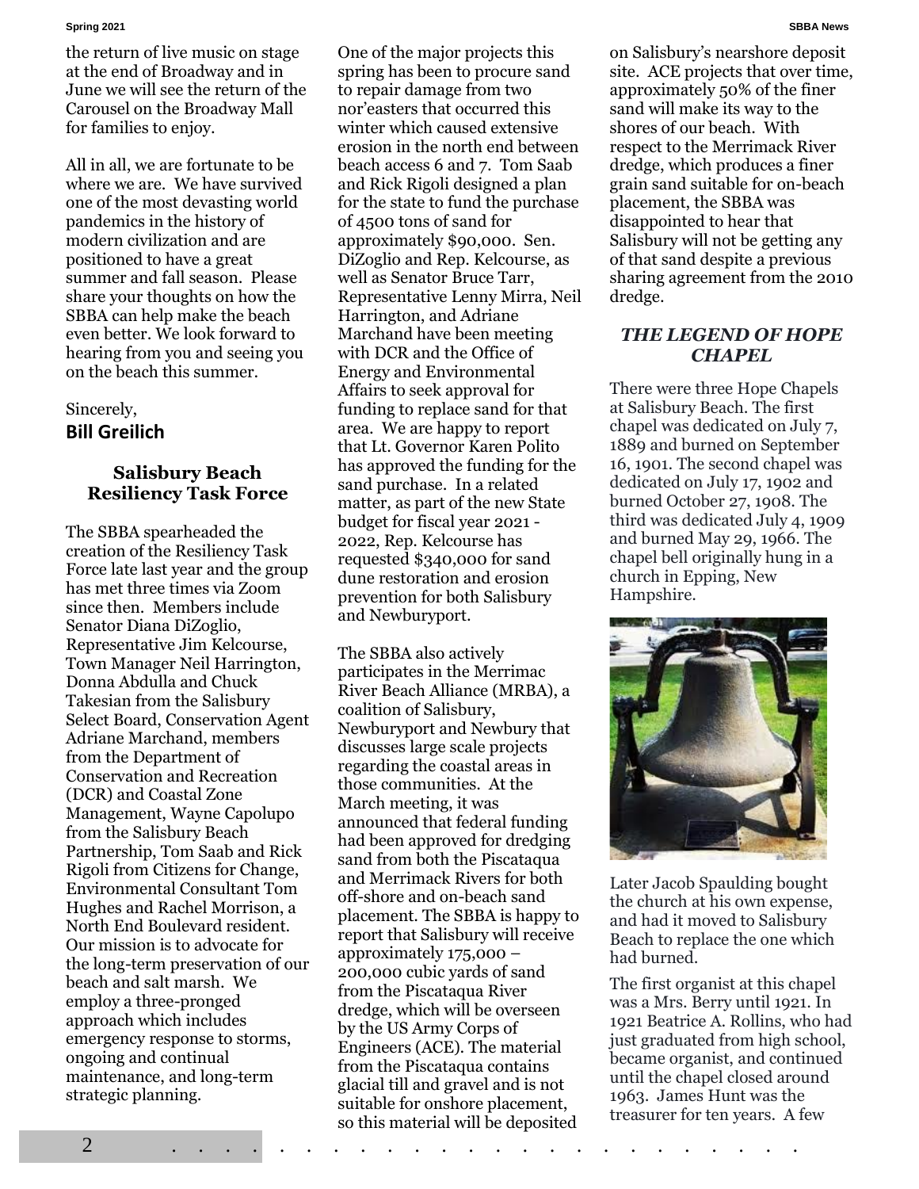the return of live music on stage at the end of Broadway and in June we will see the return of the Carousel on the Broadway Mall for families to enjoy.

All in all, we are fortunate to be where we are. We have survived one of the most devasting world pandemics in the history of modern civilization and are positioned to have a great summer and fall season. Please share your thoughts on how the SBBA can help make the beach even better. We look forward to hearing from you and seeing you on the beach this summer.

Sincerely,
**Bill Greilich**

### Salisbury Beach Resiliency Task Force

The SBBA spearheaded the creation of the Resiliency Task Force late last year and the group has met three times via Zoom since then. Members include Senator Diana DiZoglio, Representative Jim Kelcourse, Town Manager Neil Harrington, Donna Abdulla and Chuck Takesian from the Salisbury Select Board, Conservation Agent Adriane Marchand, members from the Department of Conservation and Recreation (DCR) and Coastal Zone Management, Wayne Capolupo from the Salisbury Beach Partnership, Tom Saab and Rick Rigoli from Citizens for Change, Environmental Consultant Tom Hughes and Rachel Morrison, a North End Boulevard resident. Our mission is to advocate for the long-term preservation of our beach and salt marsh. We employ a three-pronged approach which includes emergency response to storms, ongoing and continual maintenance, and long-term strategic planning.

One of the major projects this spring has been to procure sand to repair damage from two nor'easters that occurred this winter which caused extensive erosion in the north end between beach access 6 and 7. Tom Saab and Rick Rigoli designed a plan for the state to fund the purchase of 4500 tons of sand for approximately $90,000. Sen. DiZoglio and Rep. Kelcourse, as well as Senator Bruce Tarr, Representative Lenny Mirra, Neil Harrington, and Adriane Marchand have been meeting with DCR and the Office of Energy and Environmental Affairs to seek approval for funding to replace sand for that area. We are happy to report that Lt. Governor Karen Polito has approved the funding for the sand purchase. In a related matter, as part of the new State budget for fiscal year 2021 - 2022, Rep. Kelcourse has requested $340,000 for sand dune restoration and erosion prevention for both Salisbury and Newburyport.

The SBBA also actively participates in the Merrimac River Beach Alliance (MRBA), a coalition of Salisbury, Newburyport and Newbury that discusses large scale projects regarding the coastal areas in those communities. At the March meeting, it was announced that federal funding had been approved for dredging sand from both the Piscataqua and Merrimack Rivers for both off-shore and on-beach sand placement. The SBBA is happy to report that Salisbury will receive approximately 175,000 – 200,000 cubic yards of sand from the Piscataqua River dredge, which will be overseen by the US Army Corps of Engineers (ACE). The material from the Piscataqua contains glacial till and gravel and is not suitable for onshore placement, so this material will be deposited on Salisbury's nearshore deposit site. ACE projects that over time, approximately 50% of the finer sand will make its way to the shores of our beach. With respect to the Merrimack River dredge, which produces a finer grain sand suitable for on-beach placement, the SBBA was disappointed to hear that Salisbury will not be getting any of that sand despite a previous sharing agreement from the 2010 dredge.

### *THE LEGEND OF HOPE CHAPEL*

There were three Hope Chapels at Salisbury Beach. The first chapel was dedicated on July 7, 1889 and burned on September 16, 1901. The second chapel was dedicated on July 17, 1902 and burned October 27, 1908. The third was dedicated July 4, 1909 and burned May 29, 1966. The chapel bell originally hung in a church in Epping, New Hampshire.

Later Jacob Spaulding bought the church at his own expense, and had it moved to Salisbury Beach to replace the one which had burned.

The first organist at this chapel was a Mrs. Berry until 1921. In 1921 Beatrice A. Rollins, who had just graduated from high school, became organist, and continued until the chapel closed around 1963. James Hunt was the treasurer for ten years. A few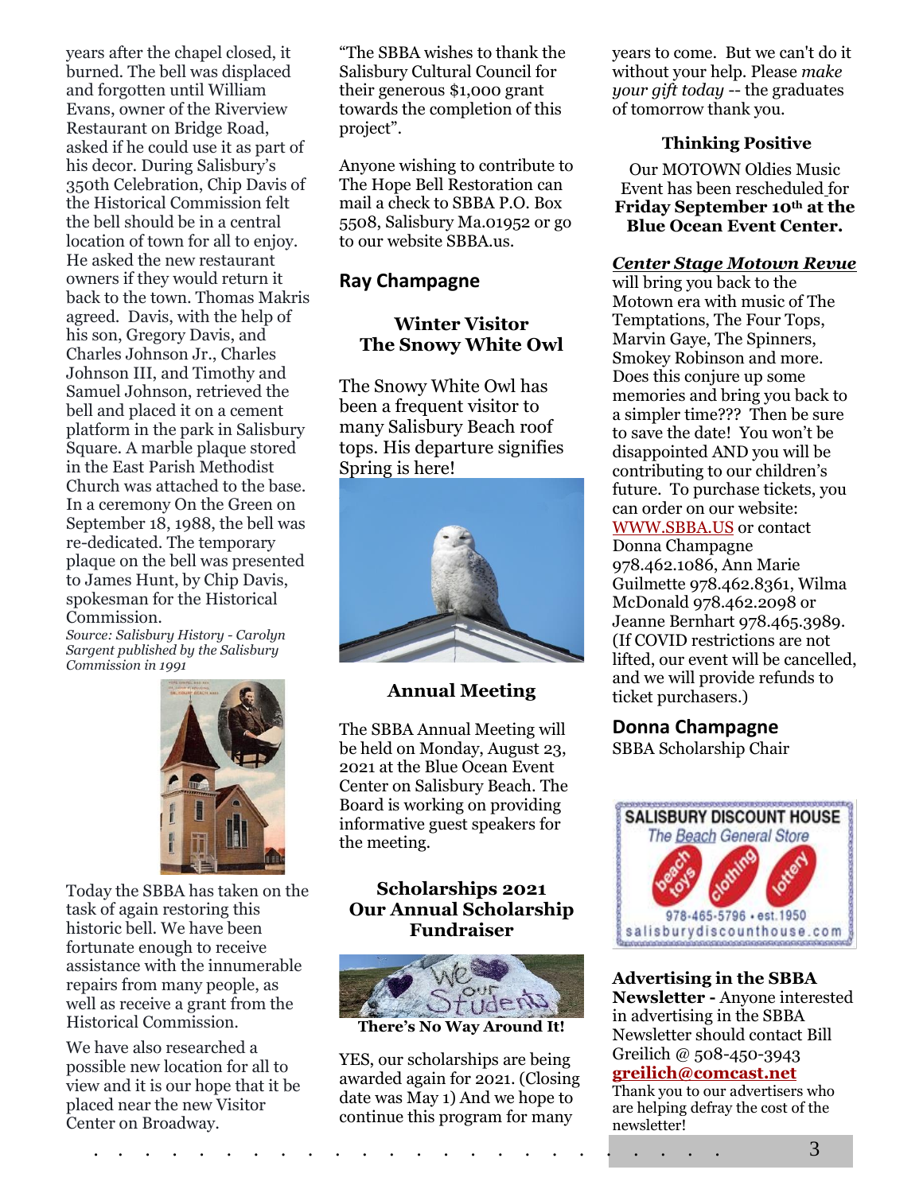years after the chapel closed, it burned. The bell was displaced and forgotten until William Evans, owner of the Riverview Restaurant on Bridge Road, asked if he could use it as part of his decor. During Salisbury's 350th Celebration, Chip Davis of the Historical Commission felt the bell should be in a central location of town for all to enjoy. He asked the new restaurant owners if they would return it back to the town. Thomas Makris agreed. Davis, with the help of his son, Gregory Davis, and Charles Johnson Jr., Charles Johnson III, and Timothy and Samuel Johnson, retrieved the bell and placed it on a cement platform in the park in Salisbury Square. A marble plaque stored in the East Parish Methodist Church was attached to the base. In a ceremony On the Green on September 18, 1988, the bell was re-dedicated. The temporary plaque on the bell was presented to James Hunt, by Chip Davis, spokesman for the Historical Commission.

*Source: Salisbury History - Carolyn Sargent published by the Salisbury Commission in 1991*

Today the SBBA has taken on the task of again restoring this historic bell. We have been fortunate enough to receive assistance with the innumerable repairs from many people, as well as receive a grant from the Historical Commission.

We have also researched a possible new location for all to view and it is our hope that it be placed near the new Visitor Center on Broadway.

"The SBBA wishes to thank the Salisbury Cultural Council for their generous $1,000 grant towards the completion of this project".

Anyone wishing to contribute to The Hope Bell Restoration can mail a check to SBBA P.O. Box 5508, Salisbury Ma.01952 or go to our website SBBA.us.

**Ray Champagne**

### Winter Visitor
### The Snowy White Owl

The Snowy White Owl has been a frequent visitor to many Salisbury Beach roof tops. His departure signifies Spring is here!

### Annual Meeting

The SBBA Annual Meeting will be held on Monday, August 23, 2021 at the Blue Ocean Event Center on Salisbury Beach. The Board is working on providing informative guest speakers for the meeting.

### Scholarships 2021
### Our Annual Scholarship Fundraiser

**There's No Way Around It!**

YES, our scholarships are being awarded again for 2021. (Closing date was May 1) And we hope to continue this program for many years to come. But we can't do it without your help. Please *make your gift today* -- the graduates of tomorrow thank you.

### Thinking Positive

Our MOTOWN Oldies Music Event has been rescheduled for **Friday September 10th at the Blue Ocean Event Center.**

***Center Stage Motown Revue*** will bring you back to the Motown era with music of The Temptations, The Four Tops, Marvin Gaye, The Spinners, Smokey Robinson and more. Does this conjure up some memories and bring you back to a simpler time??? Then be sure to save the date! You won't be disappointed AND you will be contributing to our children's future. To purchase tickets, you can order on our website: WWW.SBBA.US or contact Donna Champagne 978.462.1086, Ann Marie Guilmette 978.462.8361, Wilma McDonald 978.462.2098 or Jeanne Bernhart 978.465.3989. (If COVID restrictions are not lifted, our event will be cancelled, and we will provide refunds to ticket purchasers.)

**Donna Champagne**
SBBA Scholarship Chair

SALISBURY DISCOUNT HOUSE
The Beach General Store
beach toys · clothing · lottery
978-465-5796 • est.1950
salisburydiscounthouse.com

**Advertising in the SBBA Newsletter -** Anyone interested in advertising in the SBBA Newsletter should contact Bill Greilich @ 508-450-3943 **greilich@comcast.net**
Thank you to our advertisers who are helping defray the cost of the newsletter!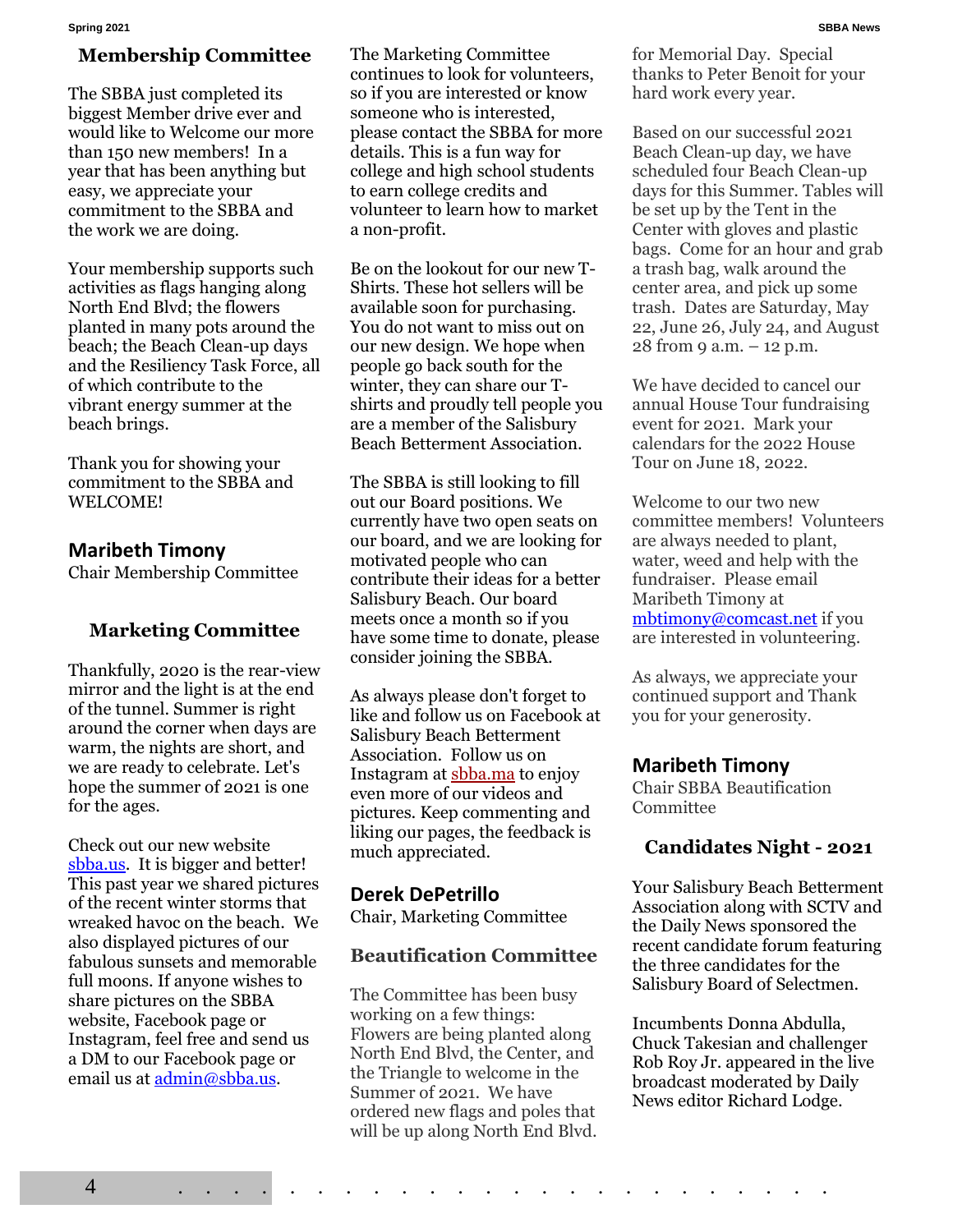## Membership Committee

The SBBA just completed its biggest Member drive ever and would like to Welcome our more than 150 new members! In a year that has been anything but easy, we appreciate your commitment to the SBBA and the work we are doing.

Your membership supports such activities as flags hanging along North End Blvd; the flowers planted in many pots around the beach; the Beach Clean-up days and the Resiliency Task Force, all of which contribute to the vibrant energy summer at the beach brings.

Thank you for showing your commitment to the SBBA and WELCOME!

**Maribeth Timony**
Chair Membership Committee

## Marketing Committee

Thankfully, 2020 is the rear-view mirror and the light is at the end of the tunnel. Summer is right around the corner when days are warm, the nights are short, and we are ready to celebrate. Let's hope the summer of 2021 is one for the ages.

Check out our new website sbba.us. It is bigger and better! This past year we shared pictures of the recent winter storms that wreaked havoc on the beach. We also displayed pictures of our fabulous sunsets and memorable full moons. If anyone wishes to share pictures on the SBBA website, Facebook page or Instagram, feel free and send us a DM to our Facebook page or email us at admin@sbba.us.

The Marketing Committee continues to look for volunteers, so if you are interested or know someone who is interested, please contact the SBBA for more details. This is a fun way for college and high school students to earn college credits and volunteer to learn how to market a non-profit.

Be on the lookout for our new T-Shirts. These hot sellers will be available soon for purchasing. You do not want to miss out on our new design. We hope when people go back south for the winter, they can share our T-shirts and proudly tell people you are a member of the Salisbury Beach Betterment Association.

The SBBA is still looking to fill out our Board positions. We currently have two open seats on our board, and we are looking for motivated people who can contribute their ideas for a better Salisbury Beach. Our board meets once a month so if you have some time to donate, please consider joining the SBBA.

As always please don't forget to like and follow us on Facebook at Salisbury Beach Betterment Association. Follow us on Instagram at sbba.ma to enjoy even more of our videos and pictures. Keep commenting and liking our pages, the feedback is much appreciated.

**Derek DePetrillo**
Chair, Marketing Committee

## Beautification Committee

The Committee has been busy working on a few things: Flowers are being planted along North End Blvd, the Center, and the Triangle to welcome in the Summer of 2021. We have ordered new flags and poles that will be up along North End Blvd. for Memorial Day. Special thanks to Peter Benoit for your hard work every year.

Based on our successful 2021 Beach Clean-up day, we have scheduled four Beach Clean-up days for this Summer. Tables will be set up by the Tent in the Center with gloves and plastic bags. Come for an hour and grab a trash bag, walk around the center area, and pick up some trash. Dates are Saturday, May 22, June 26, July 24, and August 28 from 9 a.m. – 12 p.m.

We have decided to cancel our annual House Tour fundraising event for 2021. Mark your calendars for the 2022 House Tour on June 18, 2022.

Welcome to our two new committee members! Volunteers are always needed to plant, water, weed and help with the fundraiser. Please email Maribeth Timony at mbtimony@comcast.net if you are interested in volunteering.

As always, we appreciate your continued support and Thank you for your generosity.

**Maribeth Timony**
Chair SBBA Beautification Committee

## Candidates Night - 2021

Your Salisbury Beach Betterment Association along with SCTV and the Daily News sponsored the recent candidate forum featuring the three candidates for the Salisbury Board of Selectmen.

Incumbents Donna Abdulla, Chuck Takesian and challenger Rob Roy Jr. appeared in the live broadcast moderated by Daily News editor Richard Lodge.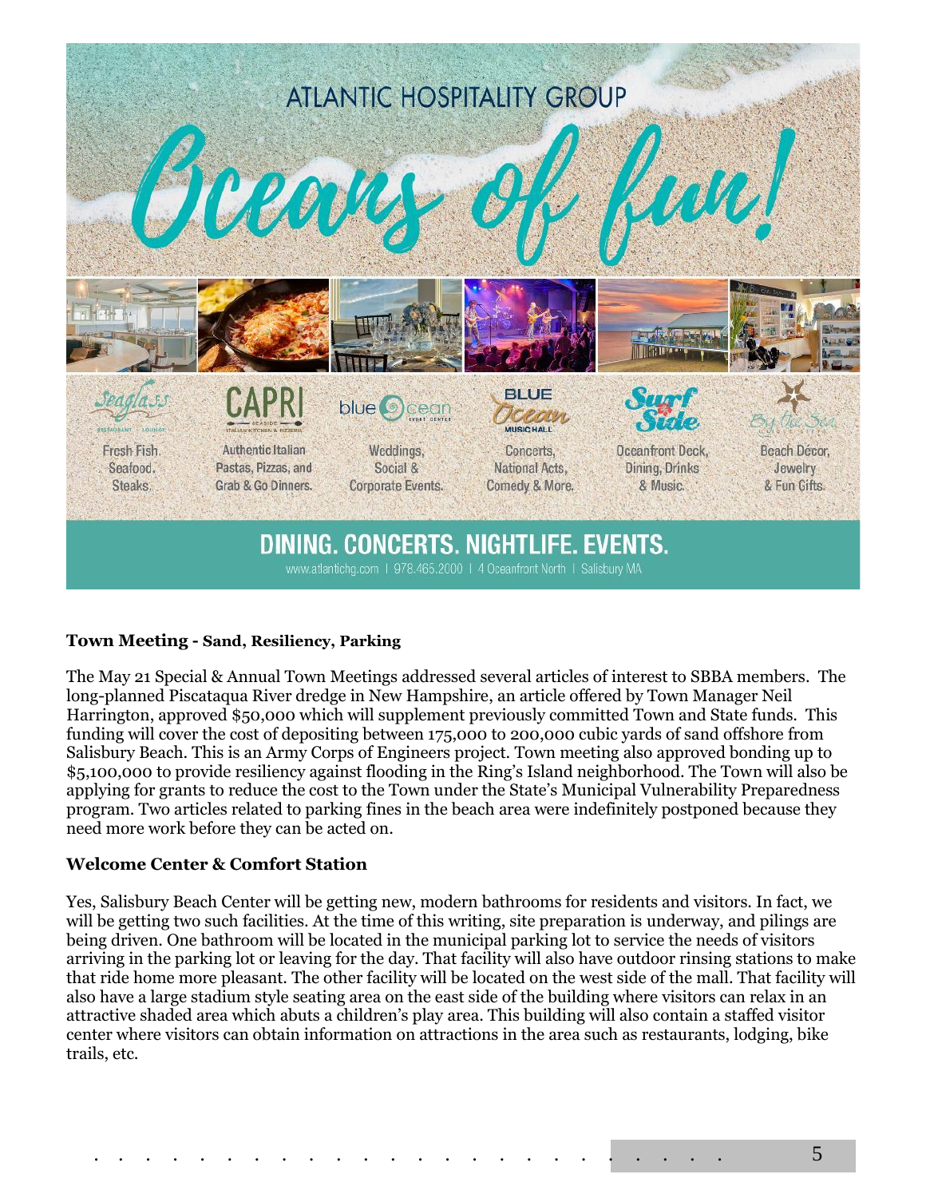ATLANTIC HOSPITALITY GROUP

Oceans of fun!

Seaglass Restaurant · Lounge — Fresh Fish. Seafood. Steaks.

CAPRI Seaside Italian Kitchen & Pizzeria — Authentic Italian Pastas, Pizzas, and Grab & Go Dinners.

blue ocean Event Center — Weddings, Social & Corporate Events.

Blue Ocean Music Hall — Concerts, National Acts, Comedy & More.

Surf Side — Oceanfront Deck, Dining, Drinks & Music.

By the Sea — Beach Décor, Jewelry & Fun Gifts.

DINING. CONCERTS. NIGHTLIFE. EVENTS.

www.atlantichg.com | 978.465.2000 | 4 Oceanfront North | Salisbury MA

**Town Meeting - Sand, Resiliency, Parking**

The May 21 Special & Annual Town Meetings addressed several articles of interest to SBBA members. The long-planned Piscataqua River dredge in New Hampshire, an article offered by Town Manager Neil Harrington, approved $50,000 which will supplement previously committed Town and State funds. This funding will cover the cost of depositing between 175,000 to 200,000 cubic yards of sand offshore from Salisbury Beach. This is an Army Corps of Engineers project. Town meeting also approved bonding up to $5,100,000 to provide resiliency against flooding in the Ring's Island neighborhood. The Town will also be applying for grants to reduce the cost to the Town under the State's Municipal Vulnerability Preparedness program. Two articles related to parking fines in the beach area were indefinitely postponed because they need more work before they can be acted on.

**Welcome Center & Comfort Station**

Yes, Salisbury Beach Center will be getting new, modern bathrooms for residents and visitors. In fact, we will be getting two such facilities. At the time of this writing, site preparation is underway, and pilings are being driven. One bathroom will be located in the municipal parking lot to service the needs of visitors arriving in the parking lot or leaving for the day. That facility will also have outdoor rinsing stations to make that ride home more pleasant. The other facility will be located on the west side of the mall. That facility will also have a large stadium style seating area on the east side of the building where visitors can relax in an attractive shaded area which abuts a children's play area. This building will also contain a staffed visitor center where visitors can obtain information on attractions in the area such as restaurants, lodging, bike trails, etc.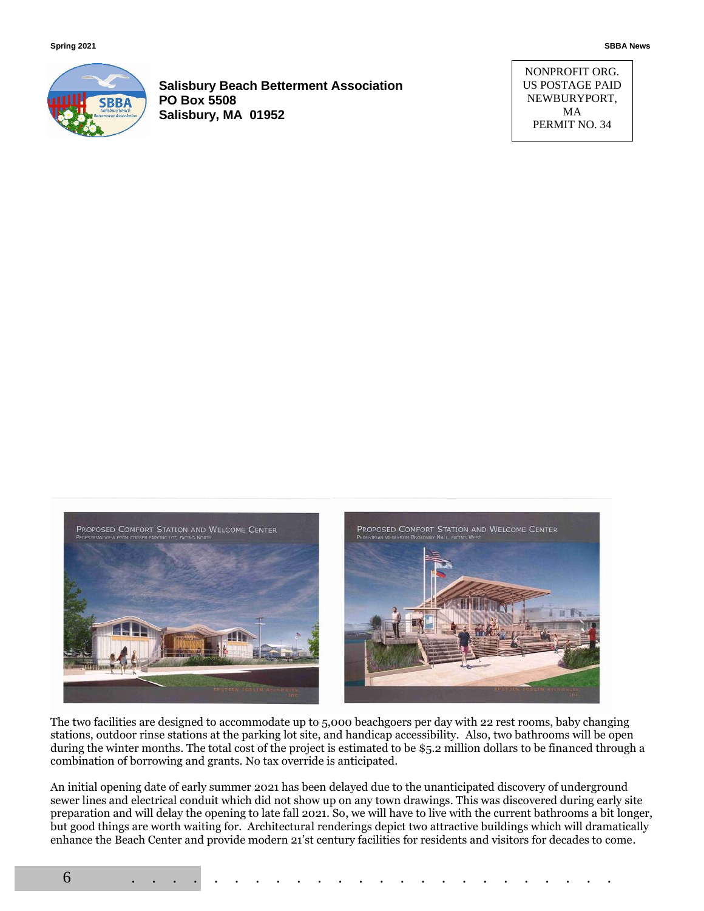**Salisbury Beach Betterment Association**
**PO Box 5508**
**Salisbury, MA 01952**

NONPROFIT ORG.
US POSTAGE PAID
NEWBURYPORT, MA
PERMIT NO. 34

PROPOSED COMFORT STATION AND WELCOME CENTER
PEDESTRIAN VIEW FROM CORNER PARKING LOT, FACING NORTH

PROPOSED COMFORT STATION AND WELCOME CENTER
PEDESTRIAN VIEW FROM BROADWAY MALL, FACING WEST

The two facilities are designed to accommodate up to 5,000 beachgoers per day with 22 rest rooms, baby changing stations, outdoor rinse stations at the parking lot site, and handicap accessibility. Also, two bathrooms will be open during the winter months. The total cost of the project is estimated to be $5.2 million dollars to be financed through a combination of borrowing and grants. No tax override is anticipated.

An initial opening date of early summer 2021 has been delayed due to the unanticipated discovery of underground sewer lines and electrical conduit which did not show up on any town drawings. This was discovered during early site preparation and will delay the opening to late fall 2021. So, we will have to live with the current bathrooms a bit longer, but good things are worth waiting for. Architectural renderings depict two attractive buildings which will dramatically enhance the Beach Center and provide modern 21'st century facilities for residents and visitors for decades to come.